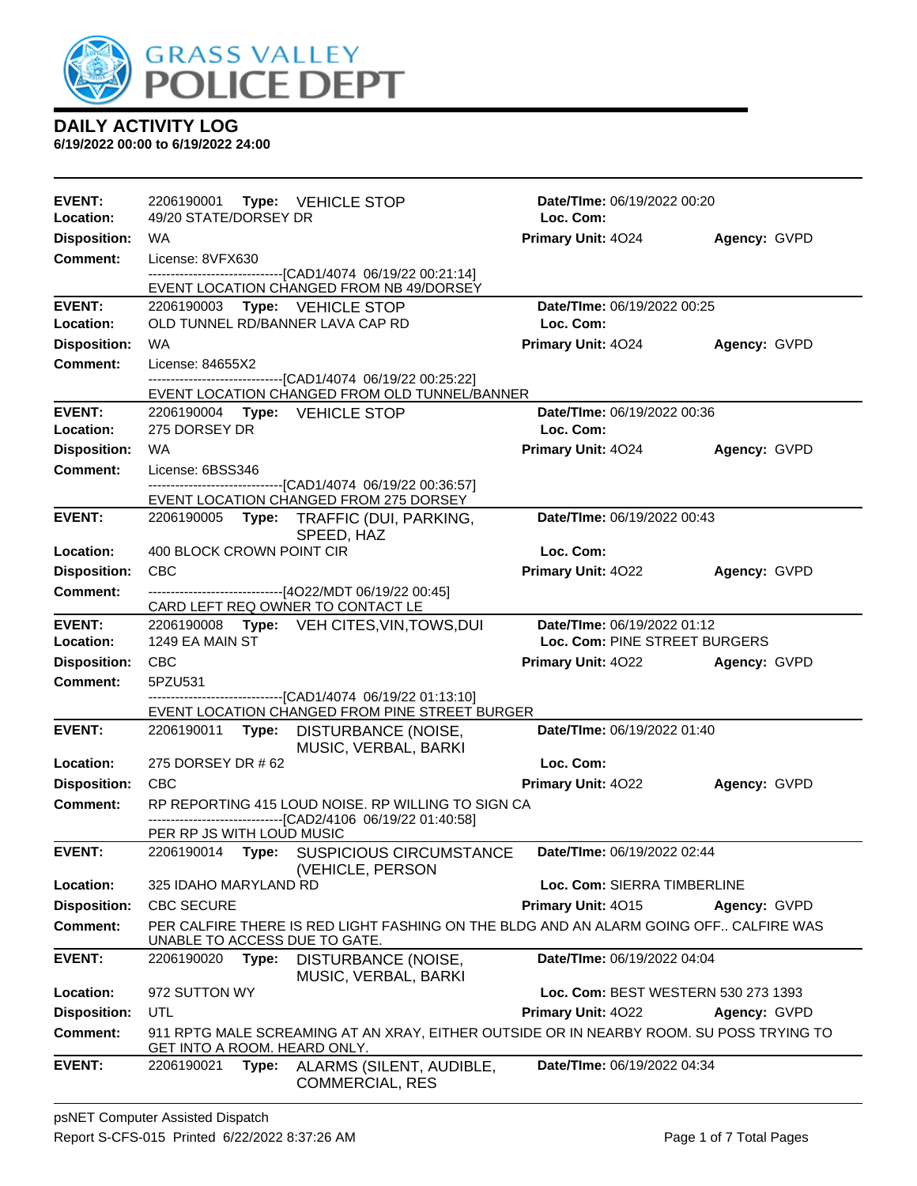GRASS VALLEY POLICE DEPT

# DAILY ACTIVITY LOG

**6/19/2022 00:00 to 6/19/2022 24:00**

---

**EVENT:** 2206190001 **Type:** VEHICLE STOP **Date/TIme:** 06/19/2022 00:20
**Location:** 49/20 STATE/DORSEY DR **Loc. Com:**
**Disposition:** WA **Primary Unit:** 4O24 **Agency:** GVPD
**Comment:** License: 8VFX630
------------------------------[CAD1/4074 06/19/22 00:21:14]
EVENT LOCATION CHANGED FROM NB 49/DORSEY

---

**EVENT:** 2206190003 **Type:** VEHICLE STOP **Date/TIme:** 06/19/2022 00:25
**Location:** OLD TUNNEL RD/BANNER LAVA CAP RD **Loc. Com:**
**Disposition:** WA **Primary Unit:** 4O24 **Agency:** GVPD
**Comment:** License: 84655X2
------------------------------[CAD1/4074 06/19/22 00:25:22]
EVENT LOCATION CHANGED FROM OLD TUNNEL/BANNER

---

**EVENT:** 2206190004 **Type:** VEHICLE STOP **Date/TIme:** 06/19/2022 00:36
**Location:** 275 DORSEY DR **Loc. Com:**
**Disposition:** WA **Primary Unit:** 4O24 **Agency:** GVPD
**Comment:** License: 6BSS346
------------------------------[CAD1/4074 06/19/22 00:36:57]
EVENT LOCATION CHANGED FROM 275 DORSEY

---

**EVENT:** 2206190005 **Type:** TRAFFIC (DUI, PARKING, SPEED, HAZ **Date/TIme:** 06/19/2022 00:43
**Location:** 400 BLOCK CROWN POINT CIR **Loc. Com:**
**Disposition:** CBC **Primary Unit:** 4O22 **Agency:** GVPD
**Comment:** ------------------------------[4O22/MDT 06/19/22 00:45]
CARD LEFT REQ OWNER TO CONTACT LE

---

**EVENT:** 2206190008 **Type:** VEH CITES,VIN,TOWS,DUI **Date/TIme:** 06/19/2022 01:12
**Location:** 1249 EA MAIN ST **Loc. Com:** PINE STREET BURGERS
**Disposition:** CBC **Primary Unit:** 4O22 **Agency:** GVPD
**Comment:** 5PZU531
------------------------------[CAD1/4074 06/19/22 01:13:10]
EVENT LOCATION CHANGED FROM PINE STREET BURGER

---

**EVENT:** 2206190011 **Type:** DISTURBANCE (NOISE, MUSIC, VERBAL, BARKI **Date/TIme:** 06/19/2022 01:40
**Location:** 275 DORSEY DR # 62 **Loc. Com:**
**Disposition:** CBC **Primary Unit:** 4O22 **Agency:** GVPD
**Comment:** RP REPORTING 415 LOUD NOISE. RP WILLING TO SIGN CA
------------------------------[CAD2/4106 06/19/22 01:40:58]
PER RP JS WITH LOUD MUSIC

---

**EVENT:** 2206190014 **Type:** SUSPICIOUS CIRCUMSTANCE (VEHICLE, PERSON **Date/TIme:** 06/19/2022 02:44
**Location:** 325 IDAHO MARYLAND RD **Loc. Com:** SIERRA TIMBERLINE
**Disposition:** CBC SECURE **Primary Unit:** 4O15 **Agency:** GVPD
**Comment:** PER CALFIRE THERE IS RED LIGHT FASHING ON THE BLDG AND AN ALARM GOING OFF.. CALFIRE WAS UNABLE TO ACCESS DUE TO GATE.

---

**EVENT:** 2206190020 **Type:** DISTURBANCE (NOISE, MUSIC, VERBAL, BARKI **Date/TIme:** 06/19/2022 04:04
**Location:** 972 SUTTON WY **Loc. Com:** BEST WESTERN 530 273 1393
**Disposition:** UTL **Primary Unit:** 4O22 **Agency:** GVPD
**Comment:** 911 RPTG MALE SCREAMING AT AN XRAY, EITHER OUTSIDE OR IN NEARBY ROOM. SU POSS TRYING TO GET INTO A ROOM. HEARD ONLY.

---

**EVENT:** 2206190021 **Type:** ALARMS (SILENT, AUDIBLE, COMMERCIAL, RES **Date/TIme:** 06/19/2022 04:34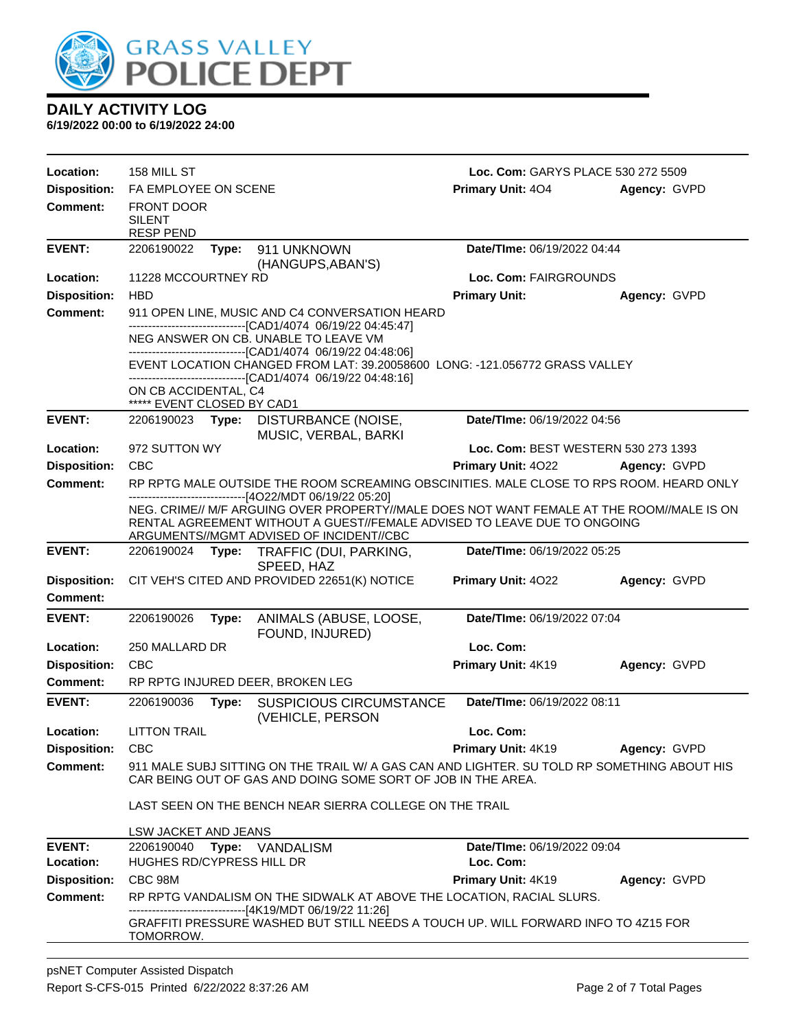# DAILY ACTIVITY LOG

**6/19/2022 00:00 to 6/19/2022 24:00**

| | | | |
|---|---|---|---|
| **Location:** | 158 MILL ST | **Loc. Com:** GARYS PLACE 530 272 5509 | |
| **Disposition:** | FA EMPLOYEE ON SCENE | **Primary Unit:** 4O4 | **Agency:** GVPD |
| **Comment:** | FRONT DOOR<br>SILENT<br>RESP PEND | | |

| | | | |
|---|---|---|---|
| **EVENT:** | 2206190022 **Type:** 911 UNKNOWN (HANGUPS,ABAN'S) | **Date/TIme:** 06/19/2022 04:44 | |
| **Location:** | 11228 MCCOURTNEY RD | **Loc. Com:** FAIRGROUNDS | |
| **Disposition:** | HBD | **Primary Unit:** | **Agency:** GVPD |
| **Comment:** | 911 OPEN LINE, MUSIC AND C4 CONVERSATION HEARD<br>------------------------------[CAD1/4074 06/19/22 04:45:47]<br>NEG ANSWER ON CB. UNABLE TO LEAVE VM<br>------------------------------[CAD1/4074 06/19/22 04:48:06]<br>EVENT LOCATION CHANGED FROM LAT: 39.20058600 LONG: -121.056772 GRASS VALLEY<br>------------------------------[CAD1/4074 06/19/22 04:48:16]<br>ON CB ACCIDENTAL, C4<br>***** EVENT CLOSED BY CAD1 | | |

| | | | |
|---|---|---|---|
| **EVENT:** | 2206190023 **Type:** DISTURBANCE (NOISE, MUSIC, VERBAL, BARKI | **Date/TIme:** 06/19/2022 04:56 | |
| **Location:** | 972 SUTTON WY | **Loc. Com:** BEST WESTERN 530 273 1393 | |
| **Disposition:** | CBC | **Primary Unit:** 4O22 | **Agency:** GVPD |
| **Comment:** | RP RPTG MALE OUTSIDE THE ROOM SCREAMING OBSCINITIES. MALE CLOSE TO RPS ROOM. HEARD ONLY<br>------------------------------[4O22/MDT 06/19/22 05:20]<br>NEG. CRIME// M/F ARGUING OVER PROPERTY//MALE DOES NOT WANT FEMALE AT THE ROOM//MALE IS ON RENTAL AGREEMENT WITHOUT A GUEST//FEMALE ADVISED TO LEAVE DUE TO ONGOING ARGUMENTS//MGMT ADVISED OF INCIDENT//CBC | | |

| | | | |
|---|---|---|---|
| **EVENT:** | 2206190024 **Type:** TRAFFIC (DUI, PARKING, SPEED, HAZ | **Date/TIme:** 06/19/2022 05:25 | |
| **Disposition:** | CIT VEH'S CITED AND PROVIDED 22651(K) NOTICE | **Primary Unit:** 4O22 | **Agency:** GVPD |
| **Comment:** | | | |

| | | | |
|---|---|---|---|
| **EVENT:** | 2206190026 **Type:** ANIMALS (ABUSE, LOOSE, FOUND, INJURED) | **Date/TIme:** 06/19/2022 07:04 | |
| **Location:** | 250 MALLARD DR | **Loc. Com:** | |
| **Disposition:** | CBC | **Primary Unit:** 4K19 | **Agency:** GVPD |
| **Comment:** | RP RPTG INJURED DEER, BROKEN LEG | | |

| | | | |
|---|---|---|---|
| **EVENT:** | 2206190036 **Type:** SUSPICIOUS CIRCUMSTANCE (VEHICLE, PERSON | **Date/TIme:** 06/19/2022 08:11 | |
| **Location:** | LITTON TRAIL | **Loc. Com:** | |
| **Disposition:** | CBC | **Primary Unit:** 4K19 | **Agency:** GVPD |
| **Comment:** | 911 MALE SUBJ SITTING ON THE TRAIL W/ A GAS CAN AND LIGHTER. SU TOLD RP SOMETHING ABOUT HIS CAR BEING OUT OF GAS AND DOING SOME SORT OF JOB IN THE AREA.<br><br>LAST SEEN ON THE BENCH NEAR SIERRA COLLEGE ON THE TRAIL<br><br>LSW JACKET AND JEANS | | |

| | | | |
|---|---|---|---|
| **EVENT:** | 2206190040 **Type:** VANDALISM | **Date/TIme:** 06/19/2022 09:04 | |
| **Location:** | HUGHES RD/CYPRESS HILL DR | **Loc. Com:** | |
| **Disposition:** | CBC 98M | **Primary Unit:** 4K19 | **Agency:** GVPD |
| **Comment:** | RP RPTG VANDALISM ON THE SIDWALK AT ABOVE THE LOCATION, RACIAL SLURS.<br>------------------------------[4K19/MDT 06/19/22 11:26]<br>GRAFFITI PRESSURE WASHED BUT STILL NEEDS A TOUCH UP. WILL FORWARD INFO TO 4Z15 FOR TOMORROW. | | |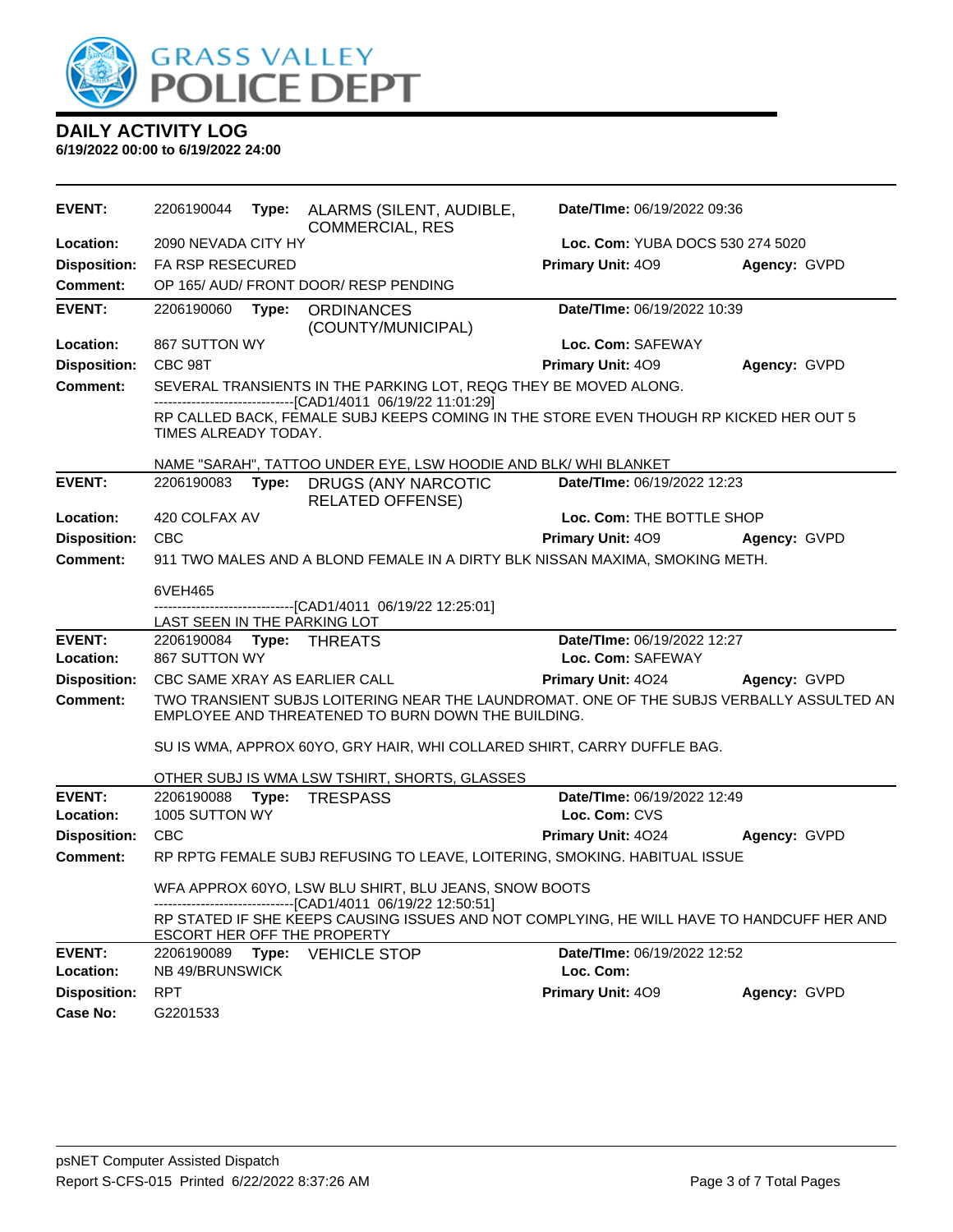# DAILY ACTIVITY LOG

**6/19/2022 00:00 to 6/19/2022 24:00**

| | | | | |
|---|---|---|---|---|
| **EVENT:** | 2206190044 **Type:** ALARMS (SILENT, AUDIBLE, COMMERCIAL, RES | **Date/TIme:** 06/19/2022 09:36 | | |
| **Location:** | 2090 NEVADA CITY HY | **Loc. Com:** YUBA DOCS 530 274 5020 | | |
| **Disposition:** | FA RSP RESECURED | **Primary Unit:** 4O9 | **Agency:** GVPD | |
| **Comment:** | OP 165/ AUD/ FRONT DOOR/ RESP PENDING | | | |

| | | | | |
|---|---|---|---|---|
| **EVENT:** | 2206190060 **Type:** ORDINANCES (COUNTY/MUNICIPAL) | **Date/TIme:** 06/19/2022 10:39 | | |
| **Location:** | 867 SUTTON WY | **Loc. Com:** SAFEWAY | | |
| **Disposition:** | CBC 98T | **Primary Unit:** 4O9 | **Agency:** GVPD | |
| **Comment:** | SEVERAL TRANSIENTS IN THE PARKING LOT, REQG THEY BE MOVED ALONG.<br>-------------------------------[CAD1/4011 06/19/22 11:01:29]<br>RP CALLED BACK, FEMALE SUBJ KEEPS COMING IN THE STORE EVEN THOUGH RP KICKED HER OUT 5 TIMES ALREADY TODAY.<br><br>NAME "SARAH", TATTOO UNDER EYE, LSW HOODIE AND BLK/ WHI BLANKET | | | |

| | | | | |
|---|---|---|---|---|
| **EVENT:** | 2206190083 **Type:** DRUGS (ANY NARCOTIC RELATED OFFENSE) | **Date/TIme:** 06/19/2022 12:23 | | |
| **Location:** | 420 COLFAX AV | **Loc. Com:** THE BOTTLE SHOP | | |
| **Disposition:** | CBC | **Primary Unit:** 4O9 | **Agency:** GVPD | |
| **Comment:** | 911 TWO MALES AND A BLOND FEMALE IN A DIRTY BLK NISSAN MAXIMA, SMOKING METH.<br><br>6VEH465<br>-------------------------------[CAD1/4011 06/19/22 12:25:01]<br>LAST SEEN IN THE PARKING LOT | | | |

| | | | | |
|---|---|---|---|---|
| **EVENT:** | 2206190084 **Type:** THREATS | **Date/TIme:** 06/19/2022 12:27 | | |
| **Location:** | 867 SUTTON WY | **Loc. Com:** SAFEWAY | | |
| **Disposition:** | CBC SAME XRAY AS EARLIER CALL | **Primary Unit:** 4O24 | **Agency:** GVPD | |
| **Comment:** | TWO TRANSIENT SUBJS LOITERING NEAR THE LAUNDROMAT. ONE OF THE SUBJS VERBALLY ASSULTED AN EMPLOYEE AND THREATENED TO BURN DOWN THE BUILDING.<br><br>SU IS WMA, APPROX 60YO, GRY HAIR, WHI COLLARED SHIRT, CARRY DUFFLE BAG.<br><br>OTHER SUBJ IS WMA LSW TSHIRT, SHORTS, GLASSES | | | |

| | | | | |
|---|---|---|---|---|
| **EVENT:** | 2206190088 **Type:** TRESPASS | **Date/TIme:** 06/19/2022 12:49 | | |
| **Location:** | 1005 SUTTON WY | **Loc. Com:** CVS | | |
| **Disposition:** | CBC | **Primary Unit:** 4O24 | **Agency:** GVPD | |
| **Comment:** | RP RPTG FEMALE SUBJ REFUSING TO LEAVE, LOITERING, SMOKING. HABITUAL ISSUE<br><br>WFA APPROX 60YO, LSW BLU SHIRT, BLU JEANS, SNOW BOOTS<br>-------------------------------[CAD1/4011 06/19/22 12:50:51]<br>RP STATED IF SHE KEEPS CAUSING ISSUES AND NOT COMPLYING, HE WILL HAVE TO HANDCUFF HER AND ESCORT HER OFF THE PROPERTY | | | |

| | | | | |
|---|---|---|---|---|
| **EVENT:** | 2206190089 **Type:** VEHICLE STOP | **Date/TIme:** 06/19/2022 12:52 | | |
| **Location:** | NB 49/BRUNSWICK | **Loc. Com:** | | |
| **Disposition:** | RPT | **Primary Unit:** 4O9 | **Agency:** GVPD | |
| **Case No:** | G2201533 | | | |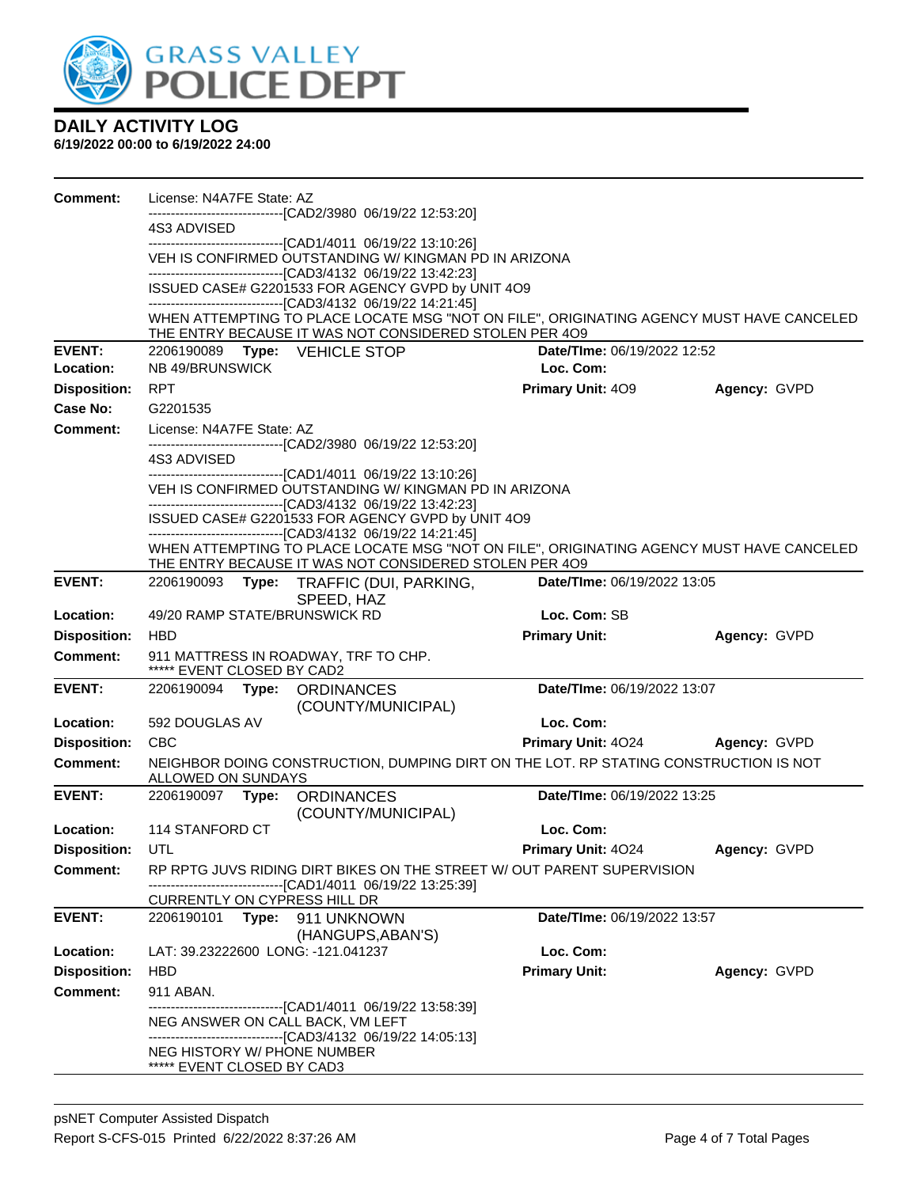# DAILY ACTIVITY LOG

**6/19/2022 00:00 to 6/19/2022 24:00**

**Comment:** License: N4A7FE State: AZ
------------------------------[CAD2/3980 06/19/22 12:53:20]
4S3 ADVISED
------------------------------[CAD1/4011 06/19/22 13:10:26]
VEH IS CONFIRMED OUTSTANDING W/ KINGMAN PD IN ARIZONA
------------------------------[CAD3/4132 06/19/22 13:42:23]
ISSUED CASE# G2201533 FOR AGENCY GVPD by UNIT 4O9
------------------------------[CAD3/4132 06/19/22 14:21:45]
WHEN ATTEMPTING TO PLACE LOCATE MSG "NOT ON FILE", ORIGINATING AGENCY MUST HAVE CANCELED THE ENTRY BECAUSE IT WAS NOT CONSIDERED STOLEN PER 4O9

---

**EVENT:** 2206190089 **Type:** VEHICLE STOP **Date/TIme:** 06/19/2022 12:52
**Location:** NB 49/BRUNSWICK **Loc. Com:**
**Disposition:** RPT **Primary Unit:** 4O9 **Agency:** GVPD
**Case No:** G2201535
**Comment:** License: N4A7FE State: AZ
------------------------------[CAD2/3980 06/19/22 12:53:20]
4S3 ADVISED
------------------------------[CAD1/4011 06/19/22 13:10:26]
VEH IS CONFIRMED OUTSTANDING W/ KINGMAN PD IN ARIZONA
------------------------------[CAD3/4132 06/19/22 13:42:23]
ISSUED CASE# G2201533 FOR AGENCY GVPD by UNIT 4O9
------------------------------[CAD3/4132 06/19/22 14:21:45]
WHEN ATTEMPTING TO PLACE LOCATE MSG "NOT ON FILE", ORIGINATING AGENCY MUST HAVE CANCELED THE ENTRY BECAUSE IT WAS NOT CONSIDERED STOLEN PER 4O9

---

**EVENT:** 2206190093 **Type:** TRAFFIC (DUI, PARKING, SPEED, HAZ **Date/TIme:** 06/19/2022 13:05
**Location:** 49/20 RAMP STATE/BRUNSWICK RD **Loc. Com:** SB
**Disposition:** HBD **Primary Unit:** **Agency:** GVPD
**Comment:** 911 MATTRESS IN ROADWAY, TRF TO CHP.
***** EVENT CLOSED BY CAD2

---

**EVENT:** 2206190094 **Type:** ORDINANCES (COUNTY/MUNICIPAL) **Date/TIme:** 06/19/2022 13:07
**Location:** 592 DOUGLAS AV **Loc. Com:**
**Disposition:** CBC **Primary Unit:** 4O24 **Agency:** GVPD
**Comment:** NEIGHBOR DOING CONSTRUCTION, DUMPING DIRT ON THE LOT. RP STATING CONSTRUCTION IS NOT ALLOWED ON SUNDAYS

---

**EVENT:** 2206190097 **Type:** ORDINANCES (COUNTY/MUNICIPAL) **Date/TIme:** 06/19/2022 13:25
**Location:** 114 STANFORD CT **Loc. Com:**
**Disposition:** UTL **Primary Unit:** 4O24 **Agency:** GVPD
**Comment:** RP RPTG JUVS RIDING DIRT BIKES ON THE STREET W/ OUT PARENT SUPERVISION
------------------------------[CAD1/4011 06/19/22 13:25:39]
CURRENTLY ON CYPRESS HILL DR

---

**EVENT:** 2206190101 **Type:** 911 UNKNOWN (HANGUPS,ABAN'S) **Date/TIme:** 06/19/2022 13:57
**Location:** LAT: 39.23222600 LONG: -121.041237 **Loc. Com:**
**Disposition:** HBD **Primary Unit:** **Agency:** GVPD
**Comment:** 911 ABAN.
------------------------------[CAD1/4011 06/19/22 13:58:39]
NEG ANSWER ON CALL BACK, VM LEFT
------------------------------[CAD3/4132 06/19/22 14:05:13]
NEG HISTORY W/ PHONE NUMBER
***** EVENT CLOSED BY CAD3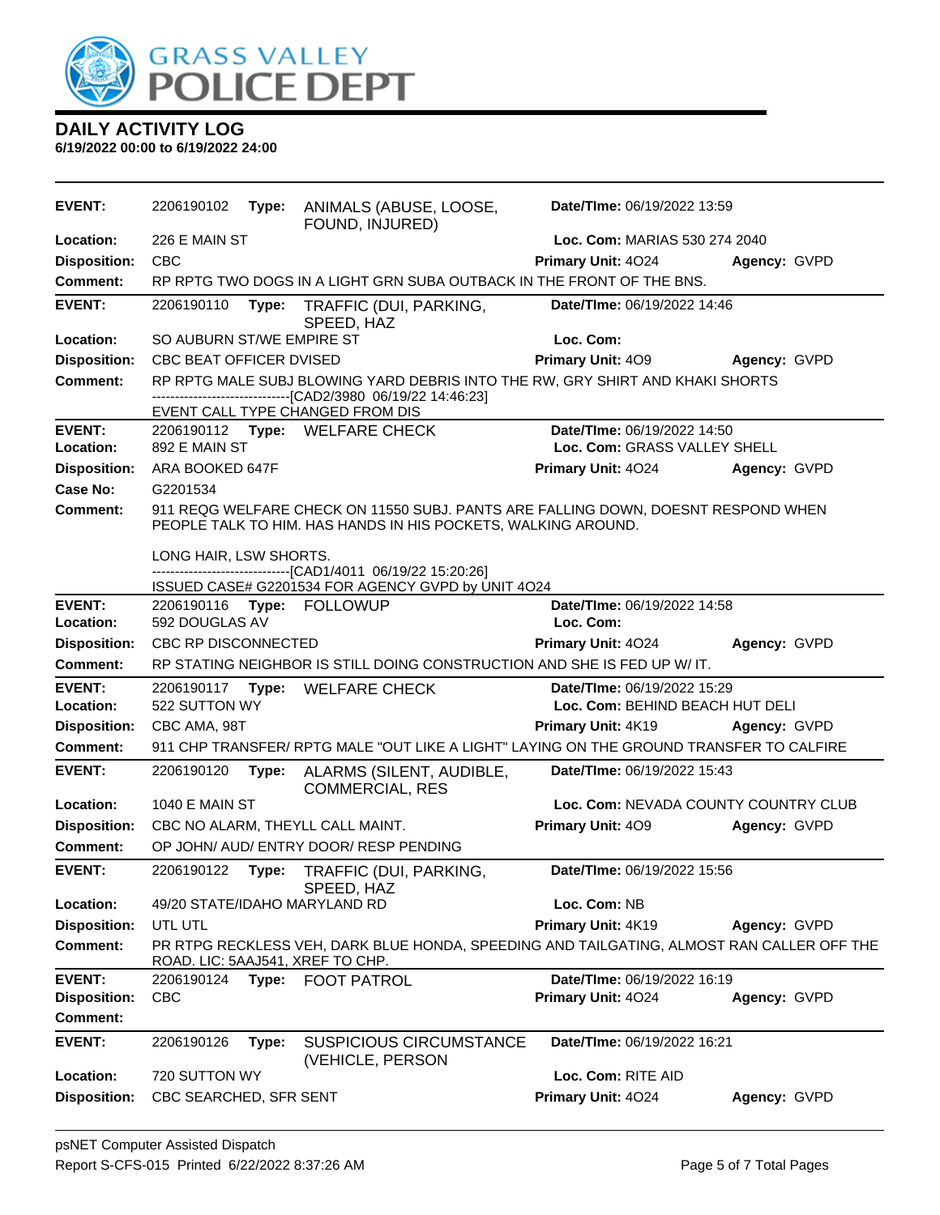GRASS VALLEY POLICE DEPT

## DAILY ACTIVITY LOG

**6/19/2022 00:00 to 6/19/2022 24:00**

---

**EVENT:** 2206190102 **Type:** ANIMALS (ABUSE, LOOSE, FOUND, INJURED) **Date/TIme:** 06/19/2022 13:59
**Location:** 226 E MAIN ST **Loc. Com:** MARIAS 530 274 2040
**Disposition:** CBC **Primary Unit:** 4O24 **Agency:** GVPD
**Comment:** RP RPTG TWO DOGS IN A LIGHT GRN SUBA OUTBACK IN THE FRONT OF THE BNS.

---

**EVENT:** 2206190110 **Type:** TRAFFIC (DUI, PARKING, SPEED, HAZ **Date/TIme:** 06/19/2022 14:46
**Location:** SO AUBURN ST/WE EMPIRE ST **Loc. Com:**
**Disposition:** CBC BEAT OFFICER DVISED **Primary Unit:** 4O9 **Agency:** GVPD
**Comment:** RP RPTG MALE SUBJ BLOWING YARD DEBRIS INTO THE RW, GRY SHIRT AND KHAKI SHORTS
------------------------------[CAD2/3980 06/19/22 14:46:23]
EVENT CALL TYPE CHANGED FROM DIS

---

**EVENT:** 2206190112 **Type:** WELFARE CHECK **Date/TIme:** 06/19/2022 14:50
**Location:** 892 E MAIN ST **Loc. Com:** GRASS VALLEY SHELL
**Disposition:** ARA BOOKED 647F **Primary Unit:** 4O24 **Agency:** GVPD
**Case No:** G2201534
**Comment:** 911 REQG WELFARE CHECK ON 11550 SUBJ. PANTS ARE FALLING DOWN, DOESNT RESPOND WHEN PEOPLE TALK TO HIM. HAS HANDS IN HIS POCKETS, WALKING AROUND.

LONG HAIR, LSW SHORTS.
------------------------------[CAD1/4011 06/19/22 15:20:26]
ISSUED CASE# G2201534 FOR AGENCY GVPD by UNIT 4O24

---

**EVENT:** 2206190116 **Type:** FOLLOWUP **Date/TIme:** 06/19/2022 14:58
**Location:** 592 DOUGLAS AV **Loc. Com:**
**Disposition:** CBC RP DISCONNECTED **Primary Unit:** 4O24 **Agency:** GVPD
**Comment:** RP STATING NEIGHBOR IS STILL DOING CONSTRUCTION AND SHE IS FED UP W/ IT.

---

**EVENT:** 2206190117 **Type:** WELFARE CHECK **Date/TIme:** 06/19/2022 15:29
**Location:** 522 SUTTON WY **Loc. Com:** BEHIND BEACH HUT DELI
**Disposition:** CBC AMA, 98T **Primary Unit:** 4K19 **Agency:** GVPD
**Comment:** 911 CHP TRANSFER/ RPTG MALE "OUT LIKE A LIGHT" LAYING ON THE GROUND TRANSFER TO CALFIRE

---

**EVENT:** 2206190120 **Type:** ALARMS (SILENT, AUDIBLE, COMMERCIAL, RES **Date/TIme:** 06/19/2022 15:43
**Location:** 1040 E MAIN ST **Loc. Com:** NEVADA COUNTY COUNTRY CLUB
**Disposition:** CBC NO ALARM, THEYLL CALL MAINT. **Primary Unit:** 4O9 **Agency:** GVPD
**Comment:** OP JOHN/ AUD/ ENTRY DOOR/ RESP PENDING

---

**EVENT:** 2206190122 **Type:** TRAFFIC (DUI, PARKING, SPEED, HAZ **Date/TIme:** 06/19/2022 15:56
**Location:** 49/20 STATE/IDAHO MARYLAND RD **Loc. Com:** NB
**Disposition:** UTL UTL **Primary Unit:** 4K19 **Agency:** GVPD
**Comment:** PR RTPG RECKLESS VEH, DARK BLUE HONDA, SPEEDING AND TAILGATING, ALMOST RAN CALLER OFF THE ROAD. LIC: 5AAJ541, XREF TO CHP.

---

**EVENT:** 2206190124 **Type:** FOOT PATROL **Date/TIme:** 06/19/2022 16:19
**Disposition:** CBC **Primary Unit:** 4O24 **Agency:** GVPD
**Comment:**

---

**EVENT:** 2206190126 **Type:** SUSPICIOUS CIRCUMSTANCE (VEHICLE, PERSON **Date/TIme:** 06/19/2022 16:21
**Location:** 720 SUTTON WY **Loc. Com:** RITE AID
**Disposition:** CBC SEARCHED, SFR SENT **Primary Unit:** 4O24 **Agency:** GVPD

---

psNET Computer Assisted Dispatch
Report S-CFS-015 Printed 6/22/2022 8:37:26 AM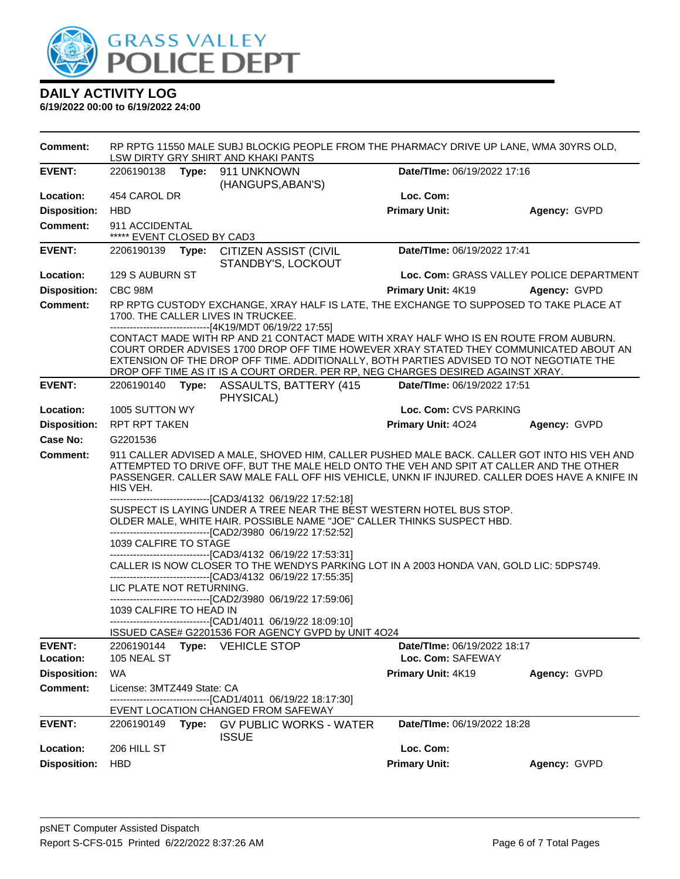# DAILY ACTIVITY LOG

**6/19/2022 00:00 to 6/19/2022 24:00**

**Comment:** RP RPTG 11550 MALE SUBJ BLOCKIG PEOPLE FROM THE PHARMACY DRIVE UP LANE, WMA 30YRS OLD, LSW DIRTY GRY SHIRT AND KHAKI PANTS

---

**EVENT:** 2206190138 **Type:** 911 UNKNOWN (HANGUPS,ABAN'S) **Date/TIme:** 06/19/2022 17:16
**Location:** 454 CAROL DR **Loc. Com:**
**Disposition:** HBD **Primary Unit:** **Agency:** GVPD
**Comment:** 911 ACCIDENTAL
***** EVENT CLOSED BY CAD3

---

**EVENT:** 2206190139 **Type:** CITIZEN ASSIST (CIVIL STANDBY'S, LOCKOUT **Date/TIme:** 06/19/2022 17:41
**Location:** 129 S AUBURN ST **Loc. Com:** GRASS VALLEY POLICE DEPARTMENT
**Disposition:** CBC 98M **Primary Unit:** 4K19 **Agency:** GVPD
**Comment:** RP RPTG CUSTODY EXCHANGE, XRAY HALF IS LATE, THE EXCHANGE TO SUPPOSED TO TAKE PLACE AT 1700. THE CALLER LIVES IN TRUCKEE.
------------------------------[4K19/MDT 06/19/22 17:55]
CONTACT MADE WITH RP AND 21 CONTACT MADE WITH XRAY HALF WHO IS EN ROUTE FROM AUBURN. COURT ORDER ADVISES 1700 DROP OFF TIME HOWEVER XRAY STATED THEY COMMUNICATED ABOUT AN EXTENSION OF THE DROP OFF TIME. ADDITIONALLY, BOTH PARTIES ADVISED TO NOT NEGOTIATE THE DROP OFF TIME AS IT IS A COURT ORDER. PER RP, NEG CHARGES DESIRED AGAINST XRAY.

---

**EVENT:** 2206190140 **Type:** ASSAULTS, BATTERY (415 PHYSICAL) **Date/TIme:** 06/19/2022 17:51
**Location:** 1005 SUTTON WY **Loc. Com:** CVS PARKING
**Disposition:** RPT RPT TAKEN **Primary Unit:** 4O24 **Agency:** GVPD
**Case No:** G2201536
**Comment:** 911 CALLER ADVISED A MALE, SHOVED HIM, CALLER PUSHED MALE BACK. CALLER GOT INTO HIS VEH AND ATTEMPTED TO DRIVE OFF, BUT THE MALE HELD ONTO THE VEH AND SPIT AT CALLER AND THE OTHER PASSENGER. CALLER SAW MALE FALL OFF HIS VEHICLE, UNKN IF INJURED. CALLER DOES HAVE A KNIFE IN HIS VEH.
------------------------------[CAD3/4132 06/19/22 17:52:18]
SUSPECT IS LAYING UNDER A TREE NEAR THE BEST WESTERN HOTEL BUS STOP. OLDER MALE, WHITE HAIR. POSSIBLE NAME "JOE" CALLER THINKS SUSPECT HBD.
------------------------------[CAD2/3980 06/19/22 17:52:52]
1039 CALFIRE TO STAGE
------------------------------[CAD3/4132 06/19/22 17:53:31]
CALLER IS NOW CLOSER TO THE WENDYS PARKING LOT IN A 2003 HONDA VAN, GOLD LIC: 5DPS749.
------------------------------[CAD3/4132 06/19/22 17:55:35]
LIC PLATE NOT RETURNING.
------------------------------[CAD2/3980 06/19/22 17:59:06]
1039 CALFIRE TO HEAD IN
------------------------------[CAD1/4011 06/19/22 18:09:10]
ISSUED CASE# G2201536 FOR AGENCY GVPD by UNIT 4O24

---

**EVENT:** 2206190144 **Type:** VEHICLE STOP **Date/TIme:** 06/19/2022 18:17
**Location:** 105 NEAL ST **Loc. Com:** SAFEWAY
**Disposition:** WA **Primary Unit:** 4K19 **Agency:** GVPD
**Comment:** License: 3MTZ449 State: CA
------------------------------[CAD1/4011 06/19/22 18:17:30]
EVENT LOCATION CHANGED FROM SAFEWAY

---

**EVENT:** 2206190149 **Type:** GV PUBLIC WORKS - WATER ISSUE **Date/TIme:** 06/19/2022 18:28
**Location:** 206 HILL ST **Loc. Com:**
**Disposition:** HBD **Primary Unit:** **Agency:** GVPD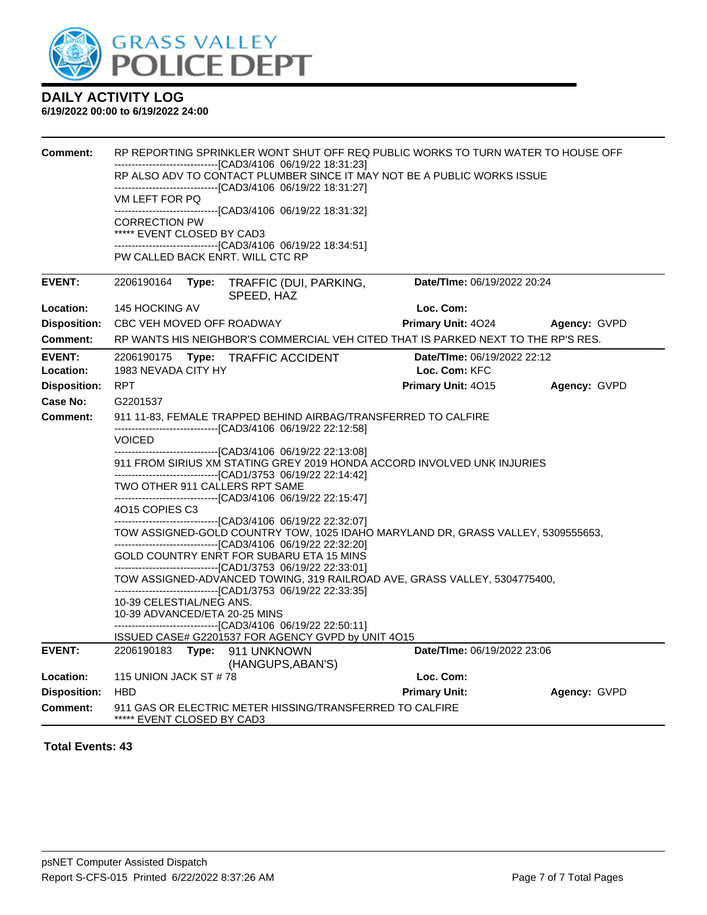# DAILY ACTIVITY LOG

**6/19/2022 00:00 to 6/19/2022 24:00**

**Comment:** RP REPORTING SPRINKLER WONT SHUT OFF REQ PUBLIC WORKS TO TURN WATER TO HOUSE OFF
------------------------------[CAD3/4106 06/19/22 18:31:23]
RP ALSO ADV TO CONTACT PLUMBER SINCE IT MAY NOT BE A PUBLIC WORKS ISSUE
------------------------------[CAD3/4106 06/19/22 18:31:27]
VM LEFT FOR PQ
------------------------------[CAD3/4106 06/19/22 18:31:32]
CORRECTION PW
***** EVENT CLOSED BY CAD3
------------------------------[CAD3/4106 06/19/22 18:34:51]
PW CALLED BACK ENRT. WILL CTC RP

---

**EVENT:** 2206190164 **Type:** TRAFFIC (DUI, PARKING, SPEED, HAZ | **Date/TIme:** 06/19/2022 20:24
**Location:** 145 HOCKING AV | **Loc. Com:**
**Disposition:** CBC VEH MOVED OFF ROADWAY | **Primary Unit:** 4O24 | **Agency:** GVPD
**Comment:** RP WANTS HIS NEIGHBOR'S COMMERCIAL VEH CITED THAT IS PARKED NEXT TO THE RP'S RES.

---

**EVENT:** 2206190175 **Type:** TRAFFIC ACCIDENT | **Date/TIme:** 06/19/2022 22:12
**Location:** 1983 NEVADA CITY HY | **Loc. Com:** KFC
**Disposition:** RPT | **Primary Unit:** 4O15 | **Agency:** GVPD
**Case No:** G2201537
**Comment:** 911 11-83, FEMALE TRAPPED BEHIND AIRBAG/TRANSFERRED TO CALFIRE
------------------------------[CAD3/4106 06/19/22 22:12:58]
VOICED
------------------------------[CAD3/4106 06/19/22 22:13:08]
911 FROM SIRIUS XM STATING GREY 2019 HONDA ACCORD INVOLVED UNK INJURIES
------------------------------[CAD1/3753 06/19/22 22:14:42]
TWO OTHER 911 CALLERS RPT SAME
------------------------------[CAD3/4106 06/19/22 22:15:47]
4O15 COPIES C3
------------------------------[CAD3/4106 06/19/22 22:32:07]
TOW ASSIGNED-GOLD COUNTRY TOW, 1025 IDAHO MARYLAND DR, GRASS VALLEY, 5309555653,
------------------------------[CAD3/4106 06/19/22 22:32:20]
GOLD COUNTRY ENRT FOR SUBARU ETA 15 MINS
------------------------------[CAD1/3753 06/19/22 22:33:01]
TOW ASSIGNED-ADVANCED TOWING, 319 RAILROAD AVE, GRASS VALLEY, 5304775400,
------------------------------[CAD1/3753 06/19/22 22:33:35]
10-39 CELESTIAL/NEG ANS.
10-39 ADVANCED/ETA 20-25 MINS
------------------------------[CAD3/4106 06/19/22 22:50:11]
ISSUED CASE# G2201537 FOR AGENCY GVPD by UNIT 4O15

---

**EVENT:** 2206190183 **Type:** 911 UNKNOWN (HANGUPS,ABAN'S) | **Date/TIme:** 06/19/2022 23:06
**Location:** 115 UNION JACK ST # 78 | **Loc. Com:**
**Disposition:** HBD | **Primary Unit:** | **Agency:** GVPD
**Comment:** 911 GAS OR ELECTRIC METER HISSING/TRANSFERRED TO CALFIRE
***** EVENT CLOSED BY CAD3

---

**Total Events: 43**

psNET Computer Assisted Dispatch
Report S-CFS-015 Printed 6/22/2022 8:37:26 AM